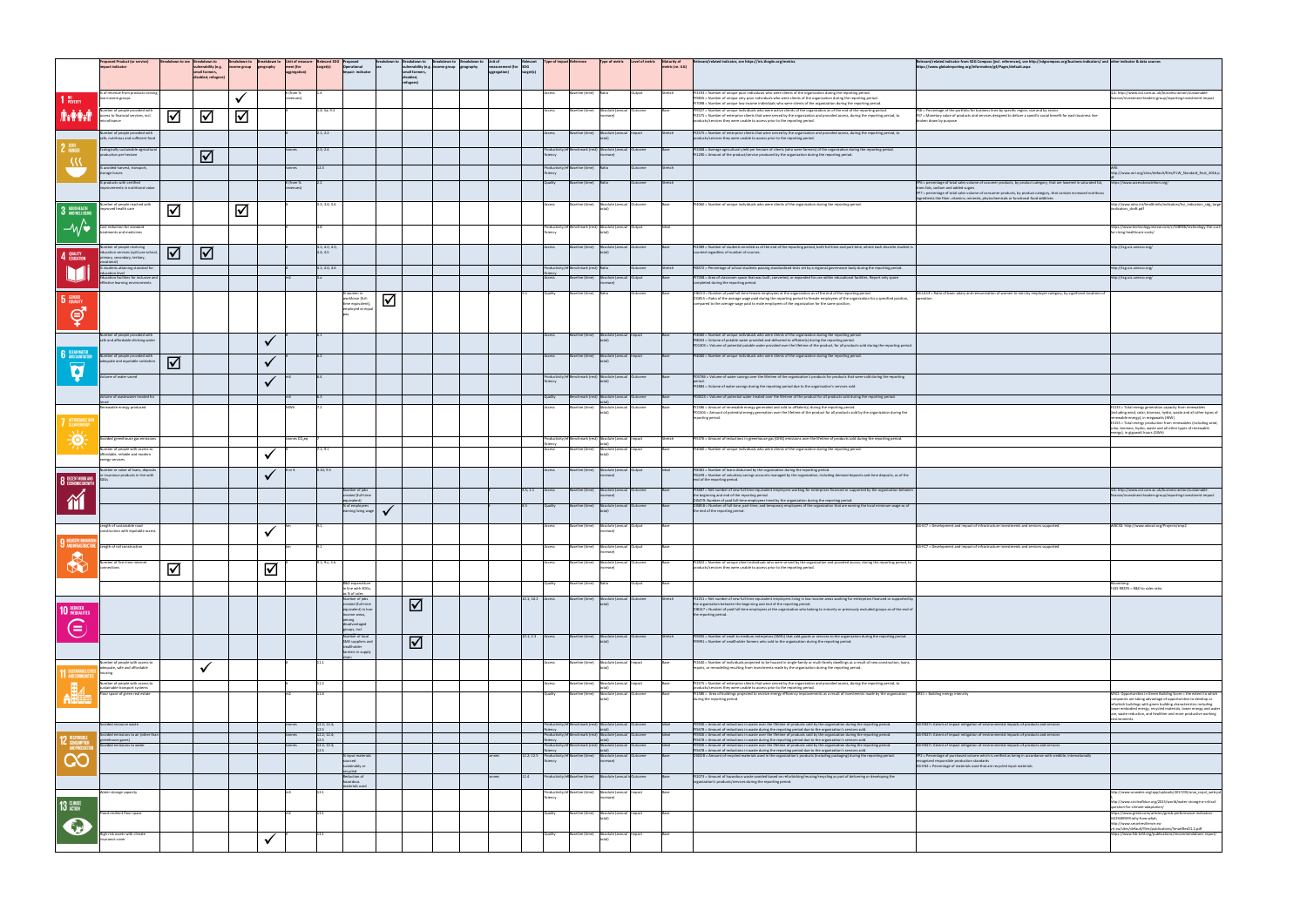| SDG | Proposed Product (or service) impact indicator | Breakdown to sex | Breakdown to vulnerability (e.g. small farmers, disabled, refugees) | Breakdown to income group | Breakdown to geography | Unit of measure-ment (for aggregation) | Relevant SDG target(s) | Proposed Operational impact indicator | Breakdown to sex | Breakdown to vulnerability (e.g. small farmers, disabled, refugees) | Breakdown to income group | Breakdown to geography | Unit of measurement (for aggregation) | Relevant SDG target(s) | Type of impact | Reference | Type of metric | Level of metric | Maturity of metric (sc. 0-3) | Relevant/related indicator, see https://iris.thegiin.org/metrics | Relevant/related indicator from SDG Compass (incl. references), see https://sdgcompass.org/business-indicators/ and https://www.globalreporting.org/information/g4/Pages/default.aspx | Other indicator & data sources |
|---|---|---|---|---|---|---|---|---|---|---|---|---|---|---|---|---|---|---|---|---|---|---|
| 1 NO POVERTY | % of revenue from products serving low income groups | | | ✓ | | % (from % revenues) | 1.4 | | | | | | | | Access | Baseline (time) | Ratio | Output | Stretch | PI1193 = Number of unique poor individuals who were clients of the organization during the reporting period. PI9065 = Number of unique very poor individuals who were clients of the organization during the reporting period. PI7098 = Number of unique low income individuals who were clients of the organization during the reporting period. | | GS: https://www.unl.com.au/uk/business-action/sustainable finance/investment-leaders-group/reporting-investment-impact |
| | Number of people provided with access to financial services, incl. microfinance | ☑ | ☑ | ☑ | | # | 1.4; 5a; 9.3 | | | | | | | | Access | Baseline (time) | Absolute (annual increase) | Outcome | Base | PI4417 = Number of unique individuals who were active clients of the organization as of the end of the reporting period. PI1575 = Number of enterprise clients that were served by the organization and provided access, during the reporting period, to products/services they were unable to access prior to the reporting period. | FS6 = Percentage of the portfolio for business lines by specific region, size and by sector. FS7 = Monetary value of products and services designed to deliver a specific social benefit for each business line broken down by purpose | |
| 2 ZERO HUNGER | Number of people provided with safe, nutritious and sufficient food | | | | | # | 2.1; 2.2 | | | | | | | | Access | Baseline (time) | Absolute (annual total) | Impact | Stretch | PI1575 = Number of enterprise clients that were served by the organization and provided access, during the reporting period, to products/services they were unable to access prior to the reporting period. | | |
| | Ecologically sustainable agricultural production per hectare | | ☑ | | | tonnes | 2.3; 2.4 | | | | | | | | Productivity/Efficiency | Benchmark (rest) | Absolute (annual increase) | Outcome | Base | PI6688 = Average agricultural yield per hectare of clients (who were farmers) of the organization during the reporting period. PI1290 = Amount of the product/service produced by the organization during the reporting period. | | |
| | % avoided harvest, transport, storage losses | | | | | tonnes | 12.3 | | | | | | | | Productivity/Efficiency | Baseline (time) | Ratio | Outcome | Stretch | | | WRI: http://www.wri.org/sites/default/files/FLW_Standard_final_2016.pdf |
| | % products with certified improvements in nutritional value | | | | | % (from % revenues) | 2.2 | | | | | | | | Quality | Baseline (time) | Ratio | Outcome | Stretch | | FP6 = Percentage of total sales volume of consumer products, by product category, that are lowered in saturated fat, trans fats, sodium and added sugars. FP7 = percentage of total sales volume of consumer products, by product category, that contain increased nutritious ingredients like fiber, vitamins, minerals, phytochemicals or functional food additives | https://www.accesstonutrition.org/ |
| 3 GOOD HEALTH AND WELL-BEING | Number of people reached with improved health care | ☑ | | ☑ | | # | 3.3; 3.4; 3.6 | | | | | | | | Access | Baseline (time) | Absolute (annual total) | Outcome | Base | PI4060 = Number of unique individuals who were clients of the organization during the reporting period. | | http://www.who.int/healthinfo/indicators/hsi_indicators_sdg_target_indicators_draft.pdf |
| | Cost reduction for standard treatments and medicines | | | | | | 3.8 | | | | | | | | Productivity/Efficiency | Benchmark (rest) | Absolute (annual total) | Output | Ideal | | | https://www.technologyreview.com/s/518866/technology-the-cure-for-rising-healthcare-costs/ |
| 4 QUALITY EDUCATION | Number of people receiving education services (split preschool, primary, secondary, tertiary, vocational) | ☑ | ☑ | | | # | 4.1; 4.2; 4.3; 4.4; 4.5 | | | | | | | | Access | Baseline (time) | Absolute (annual total) | Outcome | Base | PI2389 = Number of students enrolled as of the end of the reporting period, both full-time and part-time, where each discrete student is counted regardless of number of courses. | | http://tcg.uis.unesco.org/ |
| | % students attaining standard for education level | | | | | # | 4.1; 4.4; 4.6 | | | | | | | | Productivity/Efficiency | Benchmark (rest) | Ratio | Outcome | Stretch | PI8372 = Percentage of school students passing standardized tests set by a regional governance body during the reporting period. | | http://tcg.uis.unesco.org/ |
| | Education facilities for inclusive and effective learning environments | | | | | m2 | 4.a | | | | | | | | Access | Baseline (time) | Absolute (annual increase) | Output | Base | PI7368 = Area of classroom space that was built, converted, or expanded for use within educational facilities. Report only space completed during the reporting period. | | http://tcg.uis.unesco.org/ |
| 5 GENDER EQUALITY | | | | | | | | % women in workforce (full-time equivalent), employed at equal pay | ☑ | | | | # | 5.1 | Quality | Baseline (time) | Ratio | Outcome | Base | OI6213 = Number of paid full-time female employees at the organization as of the end of the reporting period. OI4855 = Ratio of the average wage paid during the reporting period to female employees of the organization for a specified position, compared to the average wage paid to male employees of the organization for the same position. | GRI 405-2 = Ratio of basic salary and remuneration of women to men by employee category, by significant locations of operation | |
| 6 CLEAN WATER AND SANITATION | Number of people provided with safe and affordable drinking water | | | | ✓ | # | 6.1 | | | | | | | | Access | Baseline (time) | Absolute (annual total) | Impact | Base | PI4060 = Number of unique individuals who were clients of the organization during the reporting period. PI9043 = Volume of potable water provided and delivered to affiliate(s) during the reporting period. PD2401 = Volume of potential potable water provided over the lifetime of the product, for all products sold during the reporting period. | | |
| | Number of people provided with adequate and equitable sanitation | ☑ | | | ✓ | # | 6.2 | | | | | | | | Access | Baseline (time) | Absolute (annual total) | Impact | Base | PI4060 = Number of unique individuals who were clients of the organization during the reporting period. | | |
| | Volume of water saved | | | | ✓ | m3 | 6.4 | | | | | | | | Productivity/Efficiency | Benchmark (rest) | Absolute (annual total) | Outcome | Base | PD5766 = Volume of water savings over the lifetime of the organization's products that were sold during the reporting period. PI5886 = Volume of water savings during the reporting period due to the organization's services sold. | | |
| | Volume of wastewater treated for reuse | | | | | m3 | 6.3 | | | | | | | | Quality | Benchmark (rest) | Absolute (annual total) | Outcome | Base | PD3523 = Volume of potential water treated over the lifetime of the product for all products sold during the reporting period. | | |
| 7 AFFORDABLE AND CLEAN ENERGY | Renewable energy produced | | | | | MWh | 7.2 | | | | | | | | Access | Baseline (time) | Absolute (annual total) | Outcome | Base | PI1588 = Amount of renewable energy generated and sold to affiliate(s) during the reporting period. PD2616 = Amount of potential energy generation over the lifetime of the product for all products sold by the organization during the reporting period. | | EU1 = Total energy generation capacity from renewables (including wind, solar, biomass, hydro, waste and all other types of renewable energy), in megawatts (MW). EU2 = Total energy production from renewables (including wind, solar, biomass, hydro, waste and all other types of renewable energy), in gigawatt hours (GWh) |
| | Avoided greenhouse gas emissions | | | | | tonnes $CO_2$ eq | 7 | | | | | | | | Productivity/Efficiency | Benchmark (rest) | Absolute (annual total) | Impact | Stretch | PI5376 = Amount of reductions in greenhouse gas (GHG) emissions over the lifetime of products sold during the reporting period. | | |
| | Number of people with access to affordable, reliable and modern energy services | | | | ✓ | # | 7.1; 9.1 | | | | | | | | Access | Baseline (time) | Absolute (annual total) | Impact | Base | PI4060 = Number of unique individuals who were clients of the organization during the reporting period. | | |
| 8 DECENT WORK AND ECONOMIC GROWTH | Number or value of loans, deposits or insurance products in line with SDGs | | | | ✓ | # or € | 8.10; 9.3 | | | | | | | | Access | Baseline (time) | Absolute (annual increase) | Output | Ideal | PI9381 = Number of loans disbursed by the organization during the reporting period. PI6439 = Number of voluntary savings accounts managed by the organization, including demand deposit and time deposits, as of the end of the reporting period. | | |
| | | | | | | | | Number of jobs created (full-time equivalent) | | | | | | 8.5; 1.1 | Access | Baseline (time) | Absolute (annual increase) | Outcome | Base | PI3687 = Net number of new full-time equivalent employees working for enterprises financed or supported by the organization between the beginning and end of the reporting period. OI5479 = Number of paid full-time employees hired by the organization during the reporting period. | | GS: https://www.unl.com.au/uk/business-action/sustainable finance/investment-leaders-group/reporting-investment-impact |
| | | | | | | | | % of employees earning living wage | ✓ | | | | | 8.5 | Quality | Baseline (time) | Absolute (annual total) | Outcome | Base | OI6818 = Number of full-time, part-time, and temporary employees of the organization that are earning the local minimum wage as of the end of the reporting period. | | |
| 9 INDUSTRY, INNOVATION AND INFRASTRUCTURE | Length of sustainable road construction with equitable access | | | | ✓ | km | 9.1 | | | | | | | | Access | Baseline (time) | Absolute (annual increase) | Output | Base | | G4 EC7 = Development and impact of infrastructure investments and services supported | WBCSD: http://www.wbcsd.org/Projects/smp2 |
| | Length of rail construction | | | | | km | 9.1 | | | | | | | | Access | Baseline (time) | Absolute (annual increase) | Output | Base | | G4 EC7 = Development and impact of infrastructure investments and services supported | |
| | Number of first-time internet connections | ☑ | | ☑ | | # | 9.1; 9.c; 5.b | | | | | | | | Access | Baseline (time) | Absolute (annual increase) | Outcome | Base | PI1822 = Number of unique client individuals who were served by the organization and provided access, during the reporting period, to products/services they were unable to access prior to the reporting period. | | |
| | | | | | | | | R&D expenditure in line with SDGs, as % of sales | | | | | | | Quality | Baseline (time) | Ratio | Output | Base | | | Bloomberg: FIGD RR035 = R&D to sales ratio |
| 10 REDUCED INEQUALITIES | | | | | | | | Number of jobs created (full-time equivalent) in low income areas, among disadvantaged groups, incl. | | ☑ | | | | 10.1; 10.2 | Access | Baseline (time) | Absolute (annual total) | Outcome | Stretch | PI2251 = Net number of new full-time equivalent employees living in low income areas working for enterprises financed or supported by the organization between the beginning and end of the reporting period. OI4417 = Number of paid full-time employees of the organization who belong to minority or previously excluded groups as of the end of the reporting period. | | |
| | | | | | | | | Number of local SME suppliers and smallholder farmers in supply chain | | ☑ | | | | 10.1; 2.3 | Access | Baseline (time) | Absolute (annual total) | Outcome | Stretch | PI9095 = Number of small-to-medium enterprises (SMEs) that sold goods or services to the organization during the reporting period. PI9991 = Number of smallholder farmers who sold to the organization during the reporting period. | | |
| 11 SUSTAINABLE CITIES AND COMMUNITIES | Number of people with access to adequate, safe and affordable housing | | ✓ | | | # | 11.1 | | | | | | | | Access | Baseline (time) | Absolute (annual total) | Impact | Base | PI2640 = Number of individuals projected to be housed in single-family or multi-family dwellings as a result of new construction, loans, repairs, or remodeling resulting from investments made by the organization during the reporting period. | | |
| | Number of people with access to sustainable transport systems | | | | | # | 11.2 | | | | | | | | Access | Baseline (time) | Absolute (annual total) | Impact | Base | PI1575 = Number of enterprise clients that were served by the organization and provided access, during the reporting period, to products/services they were unable to access prior to the reporting period. | | |
| | Floor space of green real estate | | | | | m2 | 11.6 | | | | | | | | Quality | Baseline (time) | Absolute (annual increase) | Outcome | Base | PI1588 = Area of buildings projected to receive energy efficiency improvements as a result of investments made by the organization during the reporting period. | CRE1 = Building energy intensity | APSO: Opportunities in Green Building Sector – the extent to which companies are taking advantage of opportunities to develop or refurbish buildings with green building characteristics including lower embodied energy, recycled materials, lower energy and water use, waste reduction, and healthier and more productive working environments. |
| 12 RESPONSIBLE CONSUMPTION AND PRODUCTION | Avoided resource waste | | | | | tonnes | 12.2; 12.4; 12.5 | | | | | | | | Productivity/Efficiency | Benchmark (rest) | Absolute (annual total) | Outcome | Ideal | PD9926 = Amount of reductions in waste over the lifetime of products sold by the organization during the reporting period. PI5678 = Amount of reductions in waste during the reporting period due to the organization's services sold. | G4 EN27 = Extent of impact mitigation of environmental impacts of products and services | |
| | Avoided emissions to air (other than greenhouse gases) | | | | | tonnes | 12.2; 12.4; 12.5 | | | | | | | | Productivity/Efficiency | Benchmark (rest) | Absolute (annual total) | Outcome | Ideal | PD9926 = Amount of reductions in waste over the lifetime of products sold by the organization during the reporting period. PI5678 = Amount of reductions in waste during the reporting period due to the organization's services sold. | G4 EN27 = Extent of impact mitigation of environmental impacts of products and services | |
| | Avoided emissions to water | | | | | tonnes | 12.2; 12.4; 12.5 | | | | | | | | Productivity/Efficiency | Benchmark (rest) | Absolute (annual total) | Outcome | Ideal | PD9926 = Amount of reductions in waste over the lifetime of products sold by the organization during the reporting period. PI5678 = Amount of reductions in waste during the reporting period due to the organization's services sold. | G4 EN27 = Extent of impact mitigation of environmental impacts of products and services | |
| | | | | | | | | % input materials sourced sustainably or recycled | | | | | tonnes | 12.2; 12.5 | Productivity/Efficiency | Benchmark (rest) | Absolute (annual increase) | Outcome | Base | OI4218 = Amount of recycled materials input into the organization's products (including packaging) during the reporting period. | FP2 = Percentage of purchased volume which is verified as being in accordance with credible, internationally recognized responsible production standards. G4-EN2 = Percentage of materials used that are recycled input materials | |
| | | | | | | | | Reduction of hazardous materials used | | | | | tonnes | 12.4 | Productivity/Efficiency | Baseline (time) | Absolute (annual increase) | Outcome | Base | PI2373 = Amount of hazardous waste avoided based on refurbishing/reusing/recycling as part of delivering or developing the organization's products/services during the reporting period. | | |
| 13 CLIMATE ACTION | Water storage capacity | | | | | m3 | 13.1 | | | | | | | | Productivity/Efficiency | Baseline (time) | Absolute (annual increase) | Impact | Base | | | http://www.unwater.org/app/uploads/2017/05/unw_ccpol_web.pdf; http://www.circleofblue.org/2015/world/water-storage-a-critical-question-for-climate-adaptation/ |
| | Flood resilient floor space | | | | | m2 | 13.1 | | | | | | | | Quality | Baseline (time) | Absolute (annual total) | Impact | Base | | | https://www.gresb.com/articles/gresb-performance-indicators-why-what; http://www.creativedemos.co.uk/sites/default/files/publications/SmartBrd11.2.pdf |
| | Flight risks included with climate insurance cover | | | | ✓ | # | 13.1 | | | | | | | | Quality | Baseline (time) | Absolute (annual total) | Impact | Base | | | https://www.fsb-tcfd.org/publications/recommendations-report/ |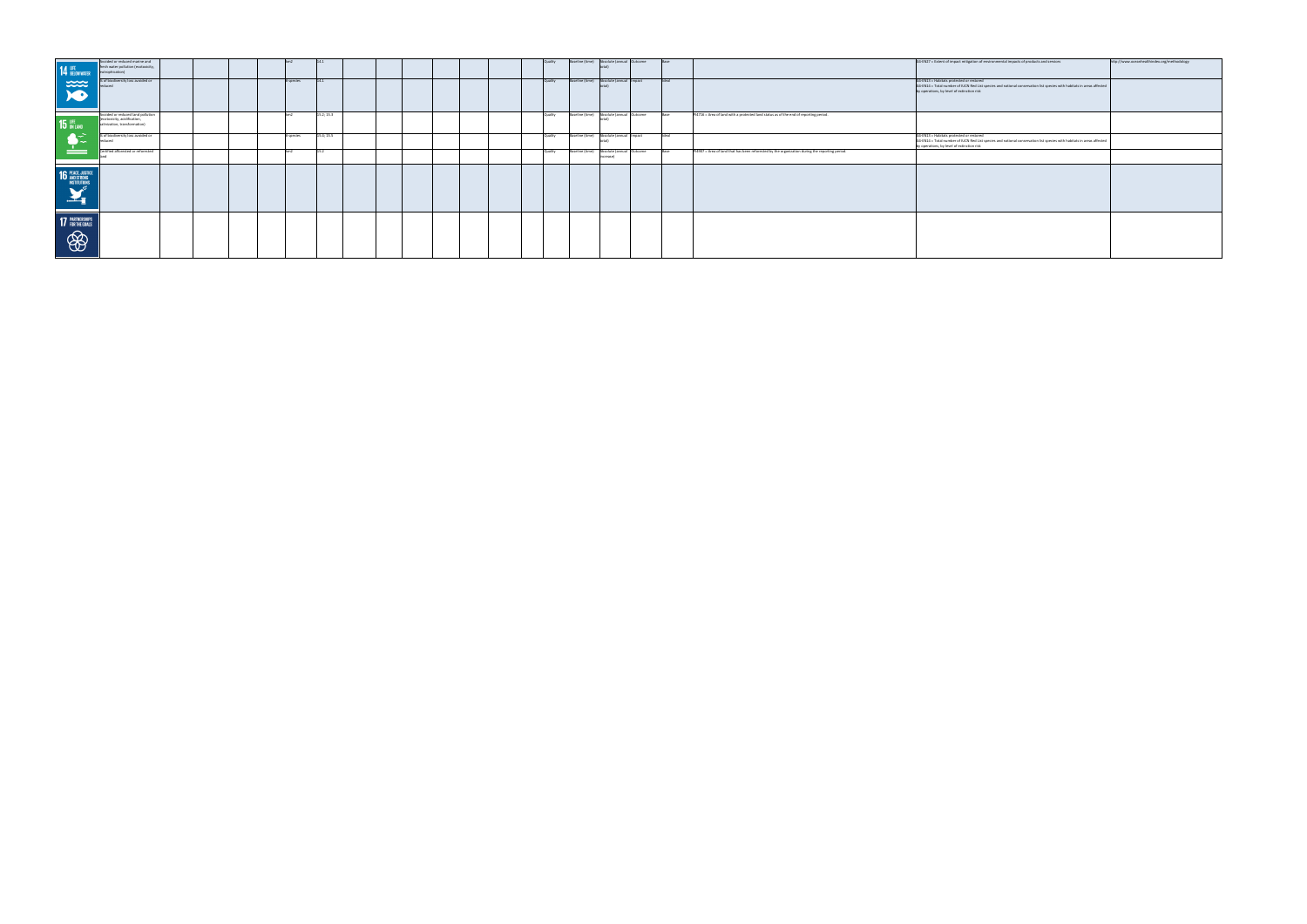| | | | | | | | | | | | | | | | | | | | | | |
|---|---|---|---|---|---|---|---|---|---|---|---|---|---|---|---|---|---|---|---|---|---|
| 14 LIFE BELOW WATER | Avoided or reduced marine and fresh water pollution (ecotoxicity, eutrophication) | | | | km2 | 14.1 | | | | | | | Quality | Baseline (time) | Absolute (annual total) | Outcome | Base | | GO-EN27 = Extent of impact mitigation of environmental impacts of products and services | http://www.oceanhealthindex.org/methodology |
| | % of biodiversity loss avoided or restored | | | | # species | 14.1 | | | | | | | Quality | Baseline (time) | Absolute (annual total) | Impact | Ideal | | GO-EN13 = Habitats protected or restored<br>GO-EN14 = Total number of IUCN Red List species and national conservation list species with habitats in areas affected by operations, by level of extinction risk | |
| 15 LIFE ON LAND | Avoided or reduced land pollution (ecotoxicity, acidification, salinization, transformation) | | | | km2 | 15.2; 15.3 | | | | | | | Quality | Baseline (time) | Absolute (annual total) | Outcome | Base | PI4716 = Area of land with a protected land status as of the end of reporting period. | | |
| | % of biodiversity loss avoided or restored | | | | # species | 15.4; 15.5 | | | | | | | Quality | Baseline (time) | Absolute (annual total) | Impact | Ideal | | GO-EN13 = Habitats protected or restored<br>GO-EN14 = Total number of IUCN Red List species and national conservation list species with habitats in areas affected by operations, by level of extinction risk | |
| | Certified afforested or reforested land | | | | km2 | 15.2 | | | | | | | Quality | Baseline (time) | Absolute (annual increase) | Outcome | Base | PI6907 = Area of land that has been reforested by the organization during the reporting period. | | |
| 16 PEACE, JUSTICE AND STRONG INSTITUTIONS | | | | | | | | | | | | | | | | | | | | |
| 17 PARTNERSHIPS FOR THE GOALS | | | | | | | | | | | | | | | | | | | | |